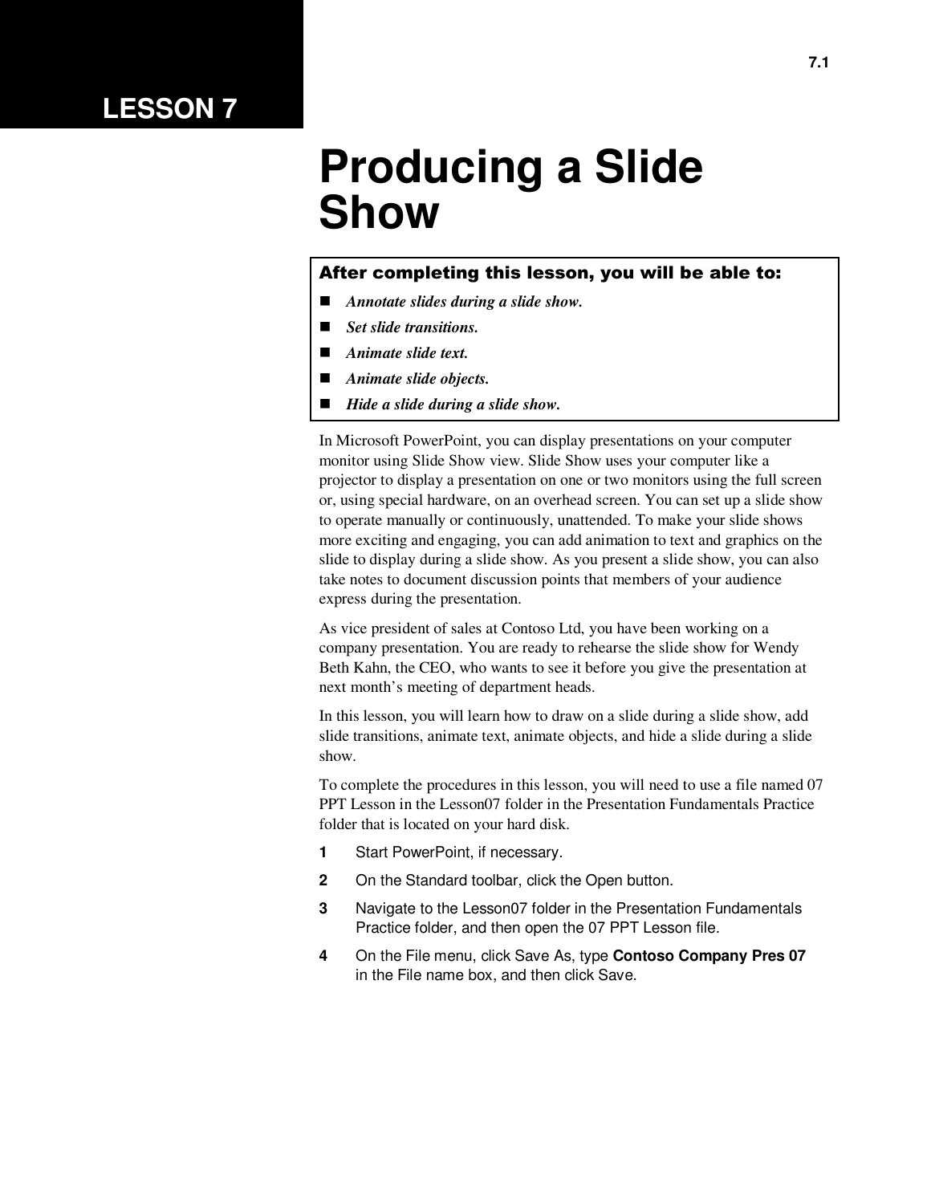# LESSON 7

# Producing a Slide Show

**After completing this lesson, you will be able to:**

- ***Annotate slides during a slide show.***
- ***Set slide transitions.***
- ***Animate slide text.***
- ***Animate slide objects.***
- ***Hide a slide during a slide show.***

In Microsoft PowerPoint, you can display presentations on your computer monitor using Slide Show view. Slide Show uses your computer like a projector to display a presentation on one or two monitors using the full screen or, using special hardware, on an overhead screen. You can set up a slide show to operate manually or continuously, unattended. To make your slide shows more exciting and engaging, you can add animation to text and graphics on the slide to display during a slide show. As you present a slide show, you can also take notes to document discussion points that members of your audience express during the presentation.

As vice president of sales at Contoso Ltd, you have been working on a company presentation. You are ready to rehearse the slide show for Wendy Beth Kahn, the CEO, who wants to see it before you give the presentation at next month's meeting of department heads.

In this lesson, you will learn how to draw on a slide during a slide show, add slide transitions, animate text, animate objects, and hide a slide during a slide show.

To complete the procedures in this lesson, you will need to use a file named 07 PPT Lesson in the Lesson07 folder in the Presentation Fundamentals Practice folder that is located on your hard disk.

1. Start PowerPoint, if necessary.
2. On the Standard toolbar, click the Open button.
3. Navigate to the Lesson07 folder in the Presentation Fundamentals Practice folder, and then open the 07 PPT Lesson file.
4. On the File menu, click Save As, type **Contoso Company Pres 07** in the File name box, and then click Save.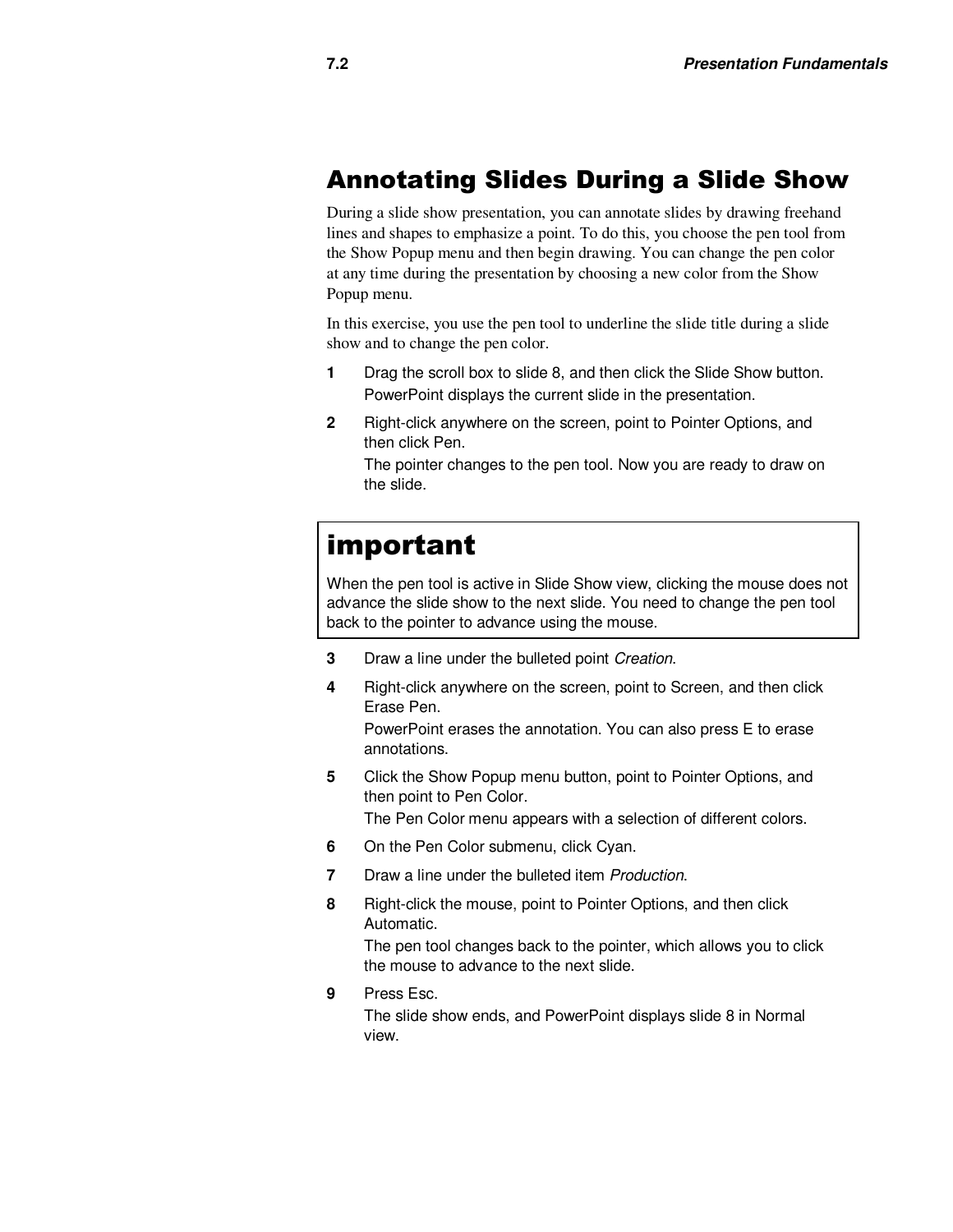## Annotating Slides During a Slide Show

During a slide show presentation, you can annotate slides by drawing freehand lines and shapes to emphasize a point. To do this, you choose the pen tool from the Show Popup menu and then begin drawing. You can change the pen color at any time during the presentation by choosing a new color from the Show Popup menu.

In this exercise, you use the pen tool to underline the slide title during a slide show and to change the pen color.

**1** Drag the scroll box to slide 8, and then click the Slide Show button.
PowerPoint displays the current slide in the presentation.

**2** Right-click anywhere on the screen, point to Pointer Options, and then click Pen.
The pointer changes to the pen tool. Now you are ready to draw on the slide.

> ### important
>
> When the pen tool is active in Slide Show view, clicking the mouse does not advance the slide show to the next slide. You need to change the pen tool back to the pointer to advance using the mouse.

**3** Draw a line under the bulleted point *Creation*.

**4** Right-click anywhere on the screen, point to Screen, and then click Erase Pen.
PowerPoint erases the annotation. You can also press E to erase annotations.

**5** Click the Show Popup menu button, point to Pointer Options, and then point to Pen Color.
The Pen Color menu appears with a selection of different colors.

**6** On the Pen Color submenu, click Cyan.

**7** Draw a line under the bulleted item *Production*.

**8** Right-click the mouse, point to Pointer Options, and then click Automatic.
The pen tool changes back to the pointer, which allows you to click the mouse to advance to the next slide.

**9** Press Esc.
The slide show ends, and PowerPoint displays slide 8 in Normal view.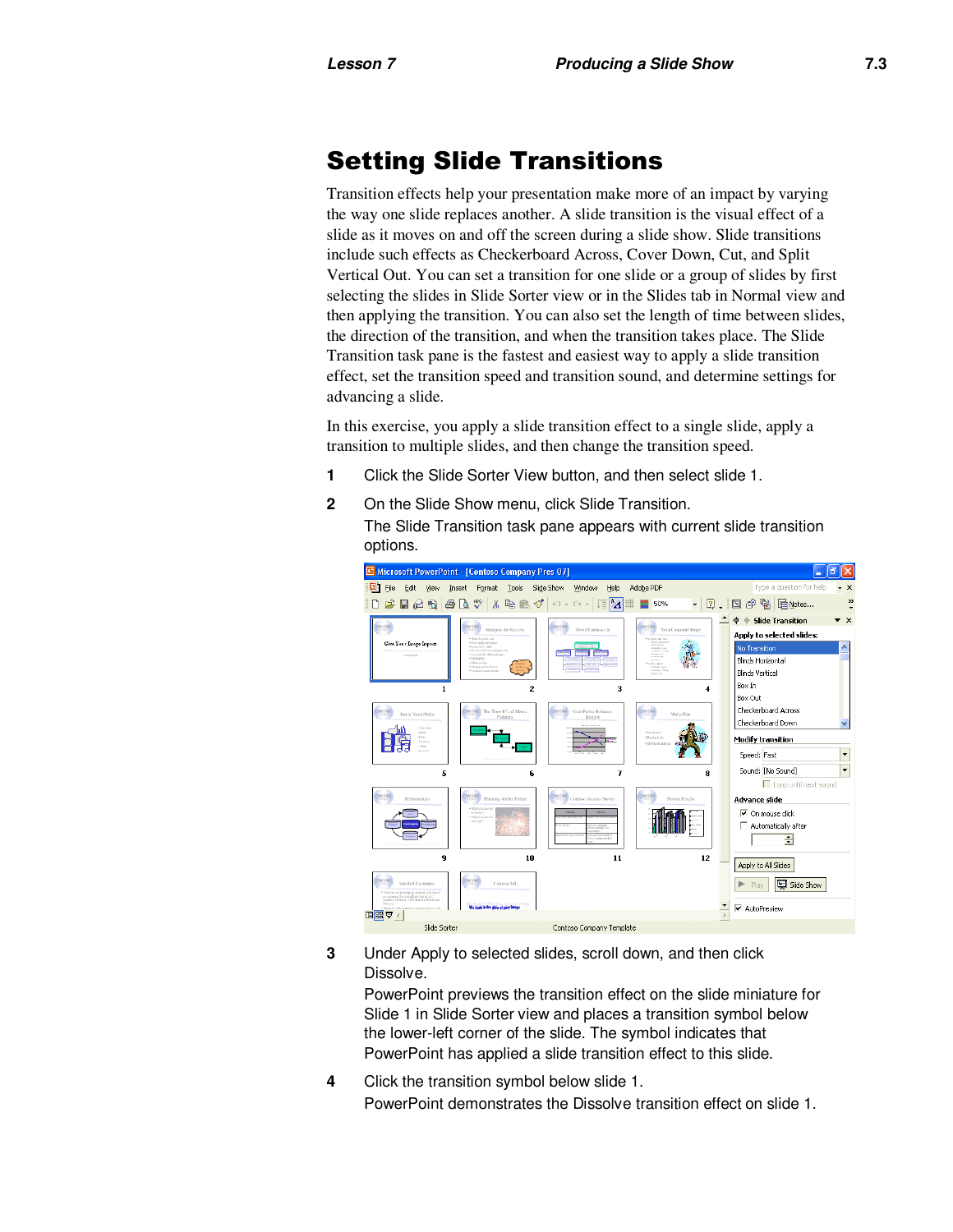# Setting Slide Transitions

Transition effects help your presentation make more of an impact by varying the way one slide replaces another. A slide transition is the visual effect of a slide as it moves on and off the screen during a slide show. Slide transitions include such effects as Checkerboard Across, Cover Down, Cut, and Split Vertical Out. You can set a transition for one slide or a group of slides by first selecting the slides in Slide Sorter view or in the Slides tab in Normal view and then applying the transition. You can also set the length of time between slides, the direction of the transition, and when the transition takes place. The Slide Transition task pane is the fastest and easiest way to apply a slide transition effect, set the transition speed and transition sound, and determine settings for advancing a slide.

In this exercise, you apply a slide transition effect to a single slide, apply a transition to multiple slides, and then change the transition speed.

1. Click the Slide Sorter View button, and then select slide 1.
2. On the Slide Show menu, click Slide Transition.

   The Slide Transition task pane appears with current slide transition options.

3. Under Apply to selected slides, scroll down, and then click Dissolve.

   PowerPoint previews the transition effect on the slide miniature for Slide 1 in Slide Sorter view and places a transition symbol below the lower-left corner of the slide. The symbol indicates that PowerPoint has applied a slide transition effect to this slide.

4. Click the transition symbol below slide 1.

   PowerPoint demonstrates the Dissolve transition effect on slide 1.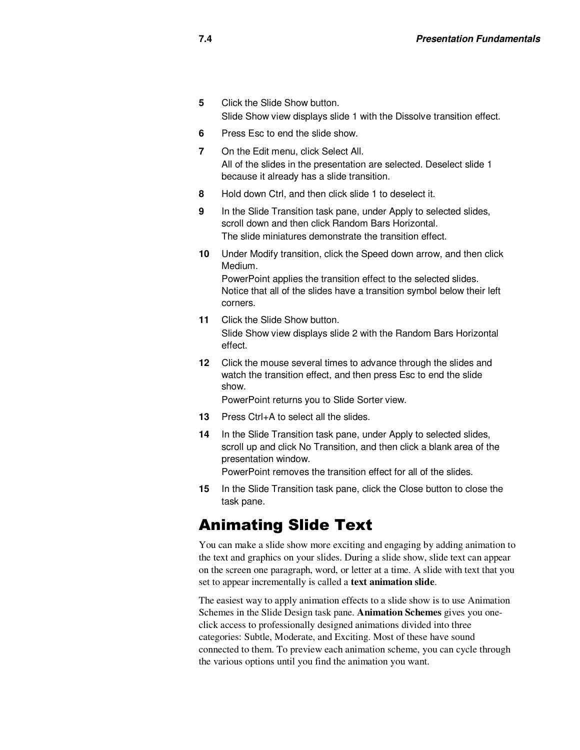5. Click the Slide Show button.

   Slide Show view displays slide 1 with the Dissolve transition effect.

6. Press Esc to end the slide show.

7. On the Edit menu, click Select All.

   All of the slides in the presentation are selected. Deselect slide 1 because it already has a slide transition.

8. Hold down Ctrl, and then click slide 1 to deselect it.

9. In the Slide Transition task pane, under Apply to selected slides, scroll down and then click Random Bars Horizontal.

   The slide miniatures demonstrate the transition effect.

10. Under Modify transition, click the Speed down arrow, and then click Medium.

    PowerPoint applies the transition effect to the selected slides. Notice that all of the slides have a transition symbol below their left corners.

11. Click the Slide Show button.

    Slide Show view displays slide 2 with the Random Bars Horizontal effect.

12. Click the mouse several times to advance through the slides and watch the transition effect, and then press Esc to end the slide show.

    PowerPoint returns you to Slide Sorter view.

13. Press Ctrl+A to select all the slides.

14. In the Slide Transition task pane, under Apply to selected slides, scroll up and click No Transition, and then click a blank area of the presentation window.

    PowerPoint removes the transition effect for all of the slides.

15. In the Slide Transition task pane, click the Close button to close the task pane.

## Animating Slide Text

You can make a slide show more exciting and engaging by adding animation to the text and graphics on your slides. During a slide show, slide text can appear on the screen one paragraph, word, or letter at a time. A slide with text that you set to appear incrementally is called a **text animation slide**.

The easiest way to apply animation effects to a slide show is to use Animation Schemes in the Slide Design task pane. **Animation Schemes** gives you one-click access to professionally designed animations divided into three categories: Subtle, Moderate, and Exciting. Most of these have sound connected to them. To preview each animation scheme, you can cycle through the various options until you find the animation you want.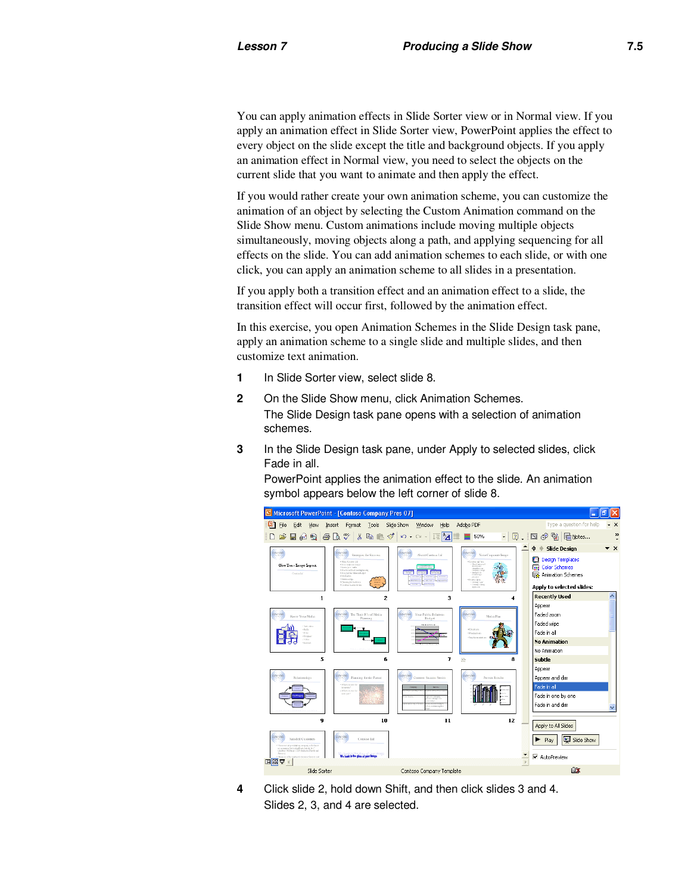You can apply animation effects in Slide Sorter view or in Normal view. If you apply an animation effect in Slide Sorter view, PowerPoint applies the effect to every object on the slide except the title and background objects. If you apply an animation effect in Normal view, you need to select the objects on the current slide that you want to animate and then apply the effect.

If you would rather create your own animation scheme, you can customize the animation of an object by selecting the Custom Animation command on the Slide Show menu. Custom animations include moving multiple objects simultaneously, moving objects along a path, and applying sequencing for all effects on the slide. You can add animation schemes to each slide, or with one click, you can apply an animation scheme to all slides in a presentation.

If you apply both a transition effect and an animation effect to a slide, the transition effect will occur first, followed by the animation effect.

In this exercise, you open Animation Schemes in the Slide Design task pane, apply an animation scheme to a single slide and multiple slides, and then customize text animation.

1. In Slide Sorter view, select slide 8.
2. On the Slide Show menu, click Animation Schemes.
   The Slide Design task pane opens with a selection of animation schemes.
3. In the Slide Design task pane, under Apply to selected slides, click Fade in all.
   PowerPoint applies the animation effect to the slide. An animation symbol appears below the left corner of slide 8.
4. Click slide 2, hold down Shift, and then click slides 3 and 4.
   Slides 2, 3, and 4 are selected.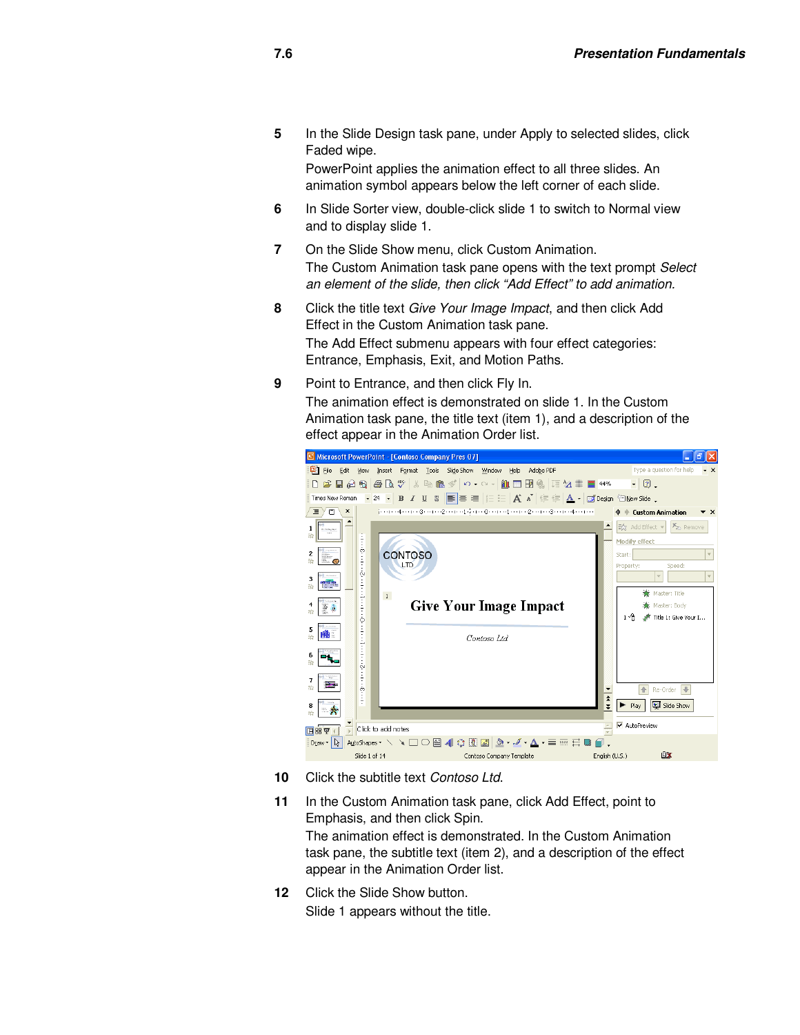5. In the Slide Design task pane, under Apply to selected slides, click Faded wipe.

   PowerPoint applies the animation effect to all three slides. An animation symbol appears below the left corner of each slide.

6. In Slide Sorter view, double-click slide 1 to switch to Normal view and to display slide 1.

7. On the Slide Show menu, click Custom Animation.

   The Custom Animation task pane opens with the text prompt *Select an element of the slide, then click "Add Effect" to add animation.*

8. Click the title text *Give Your Image Impact*, and then click Add Effect in the Custom Animation task pane.

   The Add Effect submenu appears with four effect categories: Entrance, Emphasis, Exit, and Motion Paths.

9. Point to Entrance, and then click Fly In.

   The animation effect is demonstrated on slide 1. In the Custom Animation task pane, the title text (item 1), and a description of the effect appear in the Animation Order list.

10. Click the subtitle text *Contoso Ltd*.

11. In the Custom Animation task pane, click Add Effect, point to Emphasis, and then click Spin.

    The animation effect is demonstrated. In the Custom Animation task pane, the subtitle text (item 2), and a description of the effect appear in the Animation Order list.

12. Click the Slide Show button.

    Slide 1 appears without the title.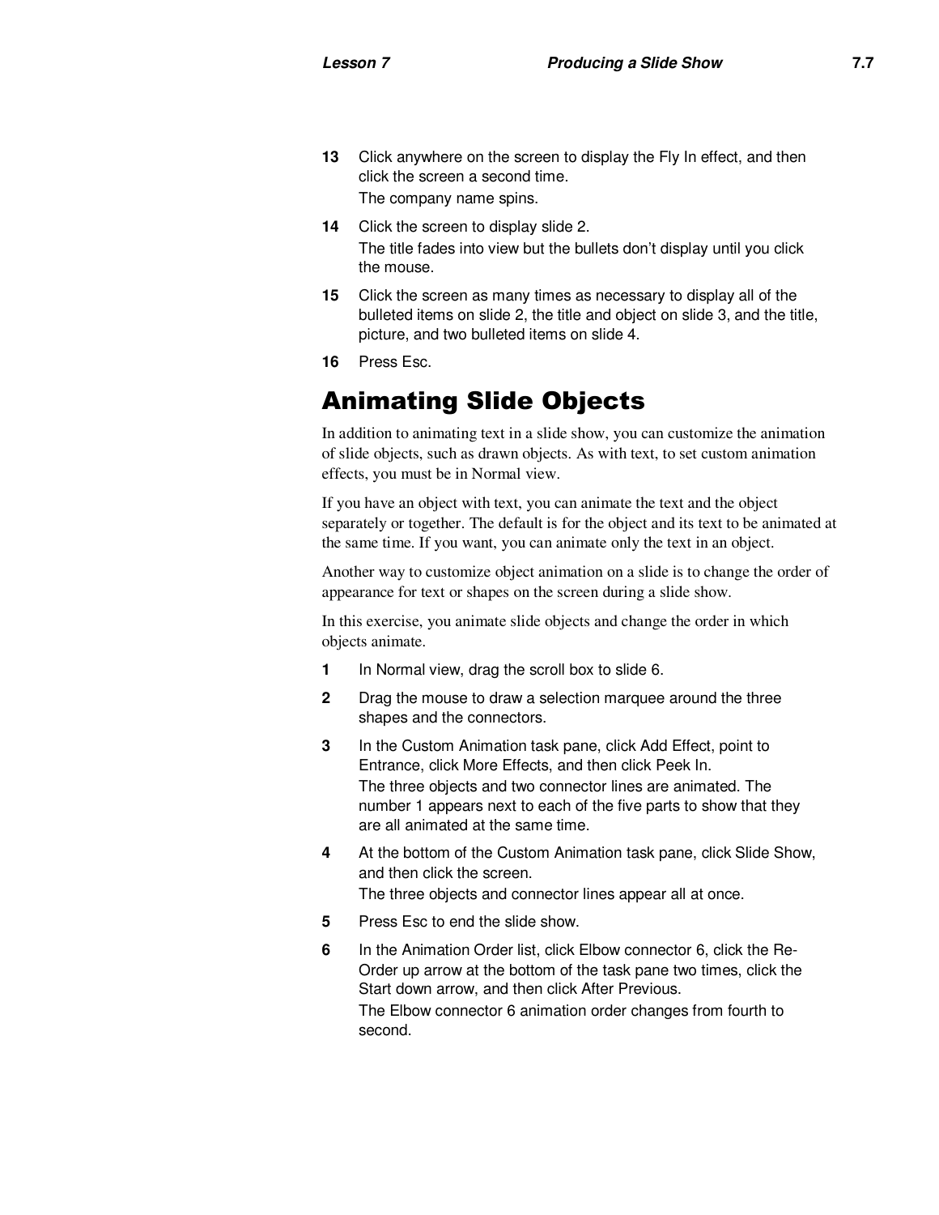13 Click anywhere on the screen to display the Fly In effect, and then click the screen a second time.

   The company name spins.

14 Click the screen to display slide 2.

   The title fades into view but the bullets don't display until you click the mouse.

15 Click the screen as many times as necessary to display all of the bulleted items on slide 2, the title and object on slide 3, and the title, picture, and two bulleted items on slide 4.

16 Press Esc.

## Animating Slide Objects

In addition to animating text in a slide show, you can customize the animation of slide objects, such as drawn objects. As with text, to set custom animation effects, you must be in Normal view.

If you have an object with text, you can animate the text and the object separately or together. The default is for the object and its text to be animated at the same time. If you want, you can animate only the text in an object.

Another way to customize object animation on a slide is to change the order of appearance for text or shapes on the screen during a slide show.

In this exercise, you animate slide objects and change the order in which objects animate.

1 In Normal view, drag the scroll box to slide 6.

2 Drag the mouse to draw a selection marquee around the three shapes and the connectors.

3 In the Custom Animation task pane, click Add Effect, point to Entrance, click More Effects, and then click Peek In.

   The three objects and two connector lines are animated. The number 1 appears next to each of the five parts to show that they are all animated at the same time.

4 At the bottom of the Custom Animation task pane, click Slide Show, and then click the screen.

   The three objects and connector lines appear all at once.

5 Press Esc to end the slide show.

6 In the Animation Order list, click Elbow connector 6, click the Re-Order up arrow at the bottom of the task pane two times, click the Start down arrow, and then click After Previous.

   The Elbow connector 6 animation order changes from fourth to second.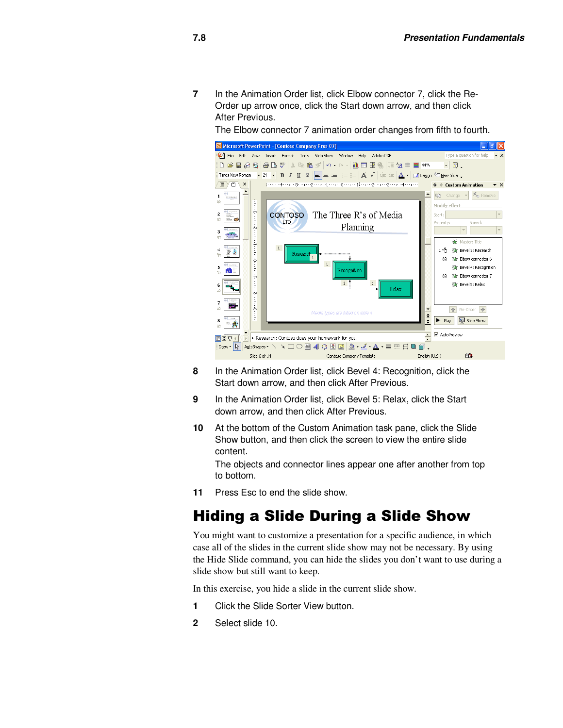7 In the Animation Order list, click Elbow connector 7, click the Re-Order up arrow once, click the Start down arrow, and then click After Previous.

   The Elbow connector 7 animation order changes from fifth to fourth.

8 In the Animation Order list, click Bevel 4: Recognition, click the Start down arrow, and then click After Previous.

9 In the Animation Order list, click Bevel 5: Relax, click the Start down arrow, and then click After Previous.

10 At the bottom of the Custom Animation task pane, click the Slide Show button, and then click the screen to view the entire slide content.

   The objects and connector lines appear one after another from top to bottom.

11 Press Esc to end the slide show.

## Hiding a Slide During a Slide Show

You might want to customize a presentation for a specific audience, in which case all of the slides in the current slide show may not be necessary. By using the Hide Slide command, you can hide the slides you don't want to use during a slide show but still want to keep.

In this exercise, you hide a slide in the current slide show.

1 Click the Slide Sorter View button.

2 Select slide 10.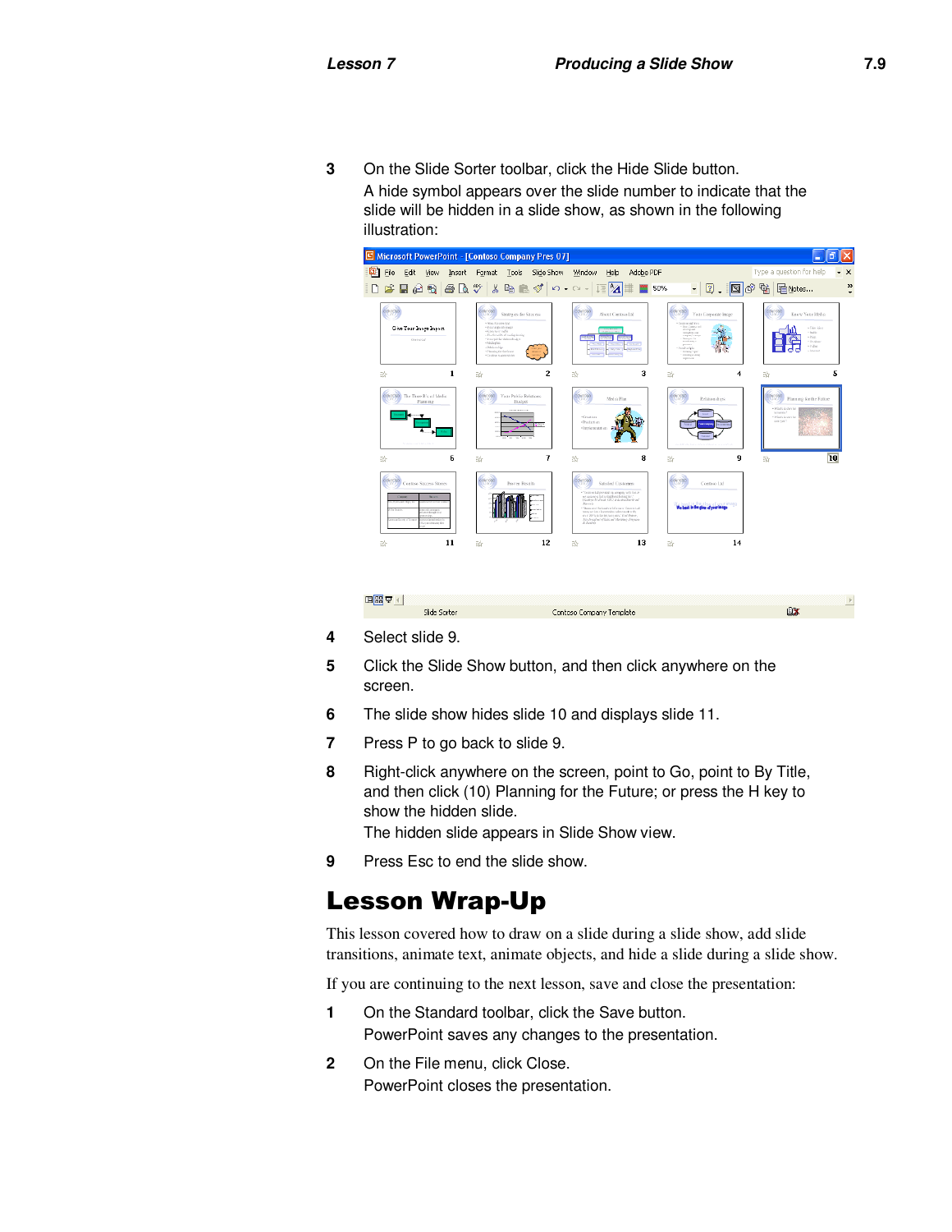3 On the Slide Sorter toolbar, click the Hide Slide button.

A hide symbol appears over the slide number to indicate that the slide will be hidden in a slide show, as shown in the following illustration:

4 Select slide 9.

5 Click the Slide Show button, and then click anywhere on the screen.

6 The slide show hides slide 10 and displays slide 11.

7 Press P to go back to slide 9.

8 Right-click anywhere on the screen, point to Go, point to By Title, and then click (10) Planning for the Future; or press the H key to show the hidden slide.

The hidden slide appears in Slide Show view.

9 Press Esc to end the slide show.

# Lesson Wrap-Up

This lesson covered how to draw on a slide during a slide show, add slide transitions, animate text, animate objects, and hide a slide during a slide show.

If you are continuing to the next lesson, save and close the presentation:

1 On the Standard toolbar, click the Save button.

PowerPoint saves any changes to the presentation.

2 On the File menu, click Close.

PowerPoint closes the presentation.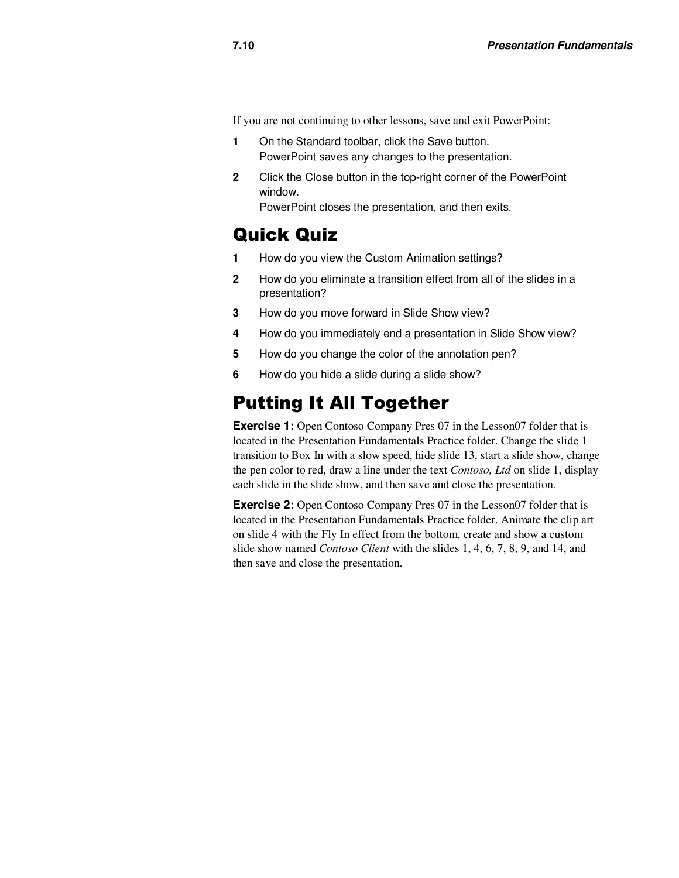If you are not continuing to other lessons, save and exit PowerPoint:

1. On the Standard toolbar, click the Save button.
   PowerPoint saves any changes to the presentation.
2. Click the Close button in the top-right corner of the PowerPoint window.
   PowerPoint closes the presentation, and then exits.

## Quick Quiz

1. How do you view the Custom Animation settings?
2. How do you eliminate a transition effect from all of the slides in a presentation?
3. How do you move forward in Slide Show view?
4. How do you immediately end a presentation in Slide Show view?
5. How do you change the color of the annotation pen?
6. How do you hide a slide during a slide show?

## Putting It All Together

**Exercise 1:** Open Contoso Company Pres 07 in the Lesson07 folder that is located in the Presentation Fundamentals Practice folder. Change the slide 1 transition to Box In with a slow speed, hide slide 13, start a slide show, change the pen color to red, draw a line under the text *Contoso, Ltd* on slide 1, display each slide in the slide show, and then save and close the presentation.

**Exercise 2:** Open Contoso Company Pres 07 in the Lesson07 folder that is located in the Presentation Fundamentals Practice folder. Animate the clip art on slide 4 with the Fly In effect from the bottom, create and show a custom slide show named *Contoso Client* with the slides 1, 4, 6, 7, 8, 9, and 14, and then save and close the presentation.